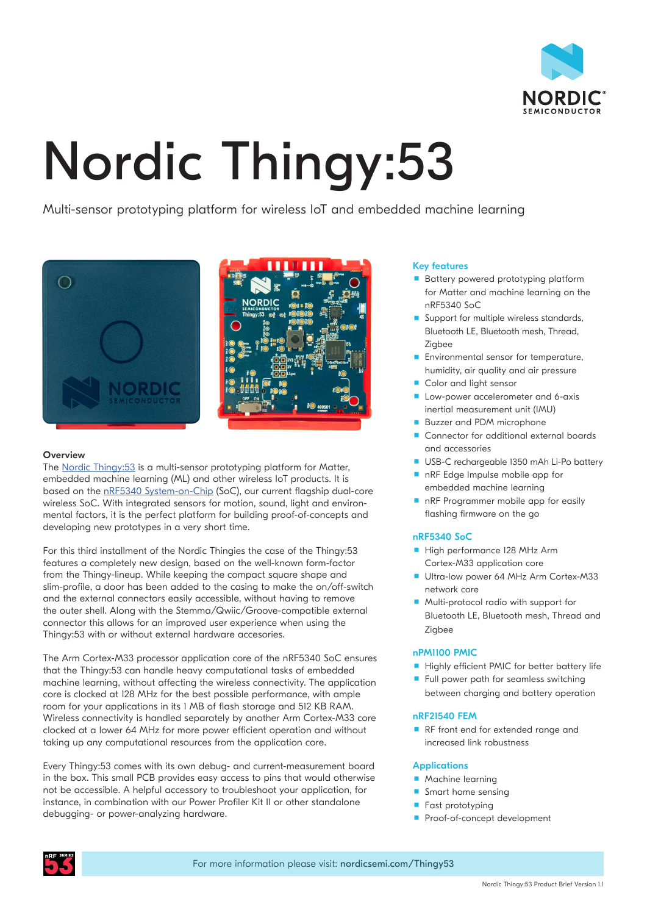# Nordic Thingy:53

Multi-sensor prototyping platform for wireless IoT and embedded machine learning

## Overview

The [Nordic Thingy:53](#) is a multi-sensor prototyping platform for Matter, embedded machine learning (ML) and other wireless IoT products. It is based on the [nRF5340 System-on-Chip](#) (SoC), our current flagship dual-core wireless SoC. With integrated sensors for motion, sound, light and environmental factors, it is the perfect platform for building proof-of-concepts and developing new prototypes in a very short time.

For this third installment of the Nordic Thingies the case of the Thingy:53 features a completely new design, based on the well-known form-factor from the Thingy-lineup. While keeping the compact square shape and slim-profile, a door has been added to the casing to make the on/off-switch and the external connectors easily accessible, without having to remove the outer shell. Along with the Stemma/Qwiic/Groove-compatible external connector this allows for an improved user experience when using the Thingy:53 with or without external hardware accesories.

The Arm Cortex-M33 processor application core of the nRF5340 SoC ensures that the Thingy:53 can handle heavy computational tasks of embedded machine learning, without affecting the wireless connectivity. The application core is clocked at 128 MHz for the best possible performance, with ample room for your applications in its 1 MB of flash storage and 512 KB RAM. Wireless connectivity is handled separately by another Arm Cortex-M33 core clocked at a lower 64 MHz for more power efficient operation and without taking up any computational resources from the application core.

Every Thingy:53 comes with its own debug- and current-measurement board in the box. This small PCB provides easy access to pins that would otherwise not be accessible. A helpful accessory to troubleshoot your application, for instance, in combination with our Power Profiler Kit II or other standalone debugging- or power-analyzing hardware.

## Key features

- Battery powered prototyping platform for Matter and machine learning on the nRF5340 SoC
- Support for multiple wireless standards, Bluetooth LE, Bluetooth mesh, Thread, Zigbee
- Environmental sensor for temperature, humidity, air quality and air pressure
- Color and light sensor
- Low-power accelerometer and 6-axis inertial measurement unit (IMU)
- Buzzer and PDM microphone
- Connector for additional external boards and accessories
- USB-C rechargeable 1350 mAh Li-Po battery
- nRF Edge Impulse mobile app for embedded machine learning
- nRF Programmer mobile app for easily flashing firmware on the go

## nRF5340 SoC

- High performance 128 MHz Arm Cortex-M33 application core
- Ultra-low power 64 MHz Arm Cortex-M33 network core
- Multi-protocol radio with support for Bluetooth LE, Bluetooth mesh, Thread and Zigbee

## nPM1100 PMIC

- Highly efficient PMIC for better battery life
- Full power path for seamless switching between charging and battery operation

## nRF21540 FEM

- RF front end for extended range and increased link robustness

## Applications

- Machine learning
- Smart home sensing
- Fast prototyping
- Proof-of-concept development

For more information please visit: **nordicsemi.com/Thingy53**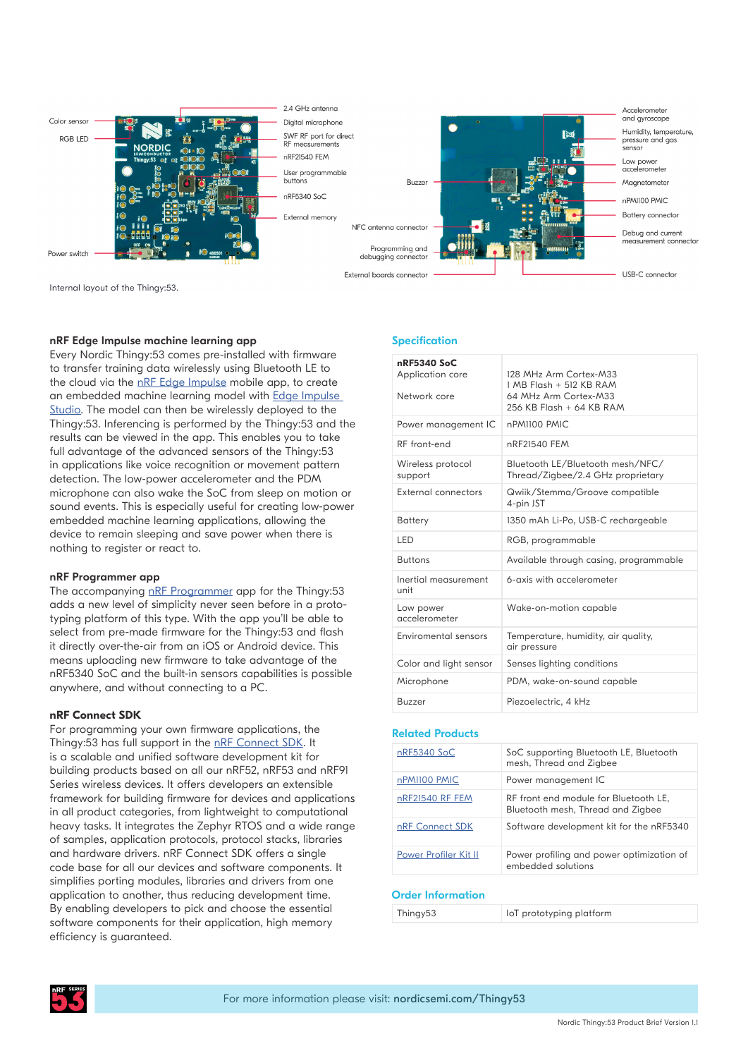Color sensor
RGB LED
Power switch
2.4 GHz antenna
Digital microphone
SWF RF port for direct RF measurements
nRF21540 FEM
User programmable buttons
nRF5340 SoC
External memory
Buzzer
NFC antenna connector
Programming and debugging connector
External boards connector
Accelerometer and gyroscope
Humidity, temperature, pressure and gas sensor
Low power accelerometer
Magnetometer
nPM1100 PMIC
Battery connector
Debug and current measurement connector
USB-C connector

Internal layout of the Thingy:53.

### nRF Edge Impulse machine learning app

Every Nordic Thingy:53 comes pre-installed with firmware to transfer training data wirelessly using Bluetooth LE to the cloud via the nRF Edge Impulse mobile app, to create an embedded machine learning model with Edge Impulse Studio. The model can then be wirelessly deployed to the Thingy:53. Inferencing is performed by the Thingy:53 and the results can be viewed in the app. This enables you to take full advantage of the advanced sensors of the Thingy:53 in applications like voice recognition or movement pattern detection. The low-power accelerometer and the PDM microphone can also wake the SoC from sleep on motion or sound events. This is especially useful for creating low-power embedded machine learning applications, allowing the device to remain sleeping and save power when there is nothing to register or react to.

### nRF Programmer app

The accompanying nRF Programmer app for the Thingy:53 adds a new level of simplicity never seen before in a prototyping platform of this type. With the app you'll be able to select from pre-made firmware for the Thingy:53 and flash it directly over-the-air from an iOS or Android device. This means uploading new firmware to take advantage of the nRF5340 SoC and the built-in sensors capabilities is possible anywhere, and without connecting to a PC.

### nRF Connect SDK

For programming your own firmware applications, the Thingy:53 has full support in the nRF Connect SDK. It is a scalable and unified software development kit for building products based on all our nRF52, nRF53 and nRF91 Series wireless devices. It offers developers an extensible framework for building firmware for devices and applications in all product categories, from lightweight to computational heavy tasks. It integrates the Zephyr RTOS and a wide range of samples, application protocols, protocol stacks, libraries and hardware drivers. nRF Connect SDK offers a single code base for all our devices and software components. It simplifies porting modules, libraries and drivers from one application to another, thus reducing development time. By enabling developers to pick and choose the essential software components for their application, high memory efficiency is guaranteed.

## Specification

| | |
|---|---|
| **nRF5340 SoC**<br>Application core<br><br>Network core | <br>128 MHz Arm Cortex-M33<br>1 MB Flash + 512 KB RAM<br>64 MHz Arm Cortex-M33<br>256 KB Flash + 64 KB RAM |
| Power management IC | nPM1100 PMIC |
| RF front-end | nRF21540 FEM |
| Wireless protocol support | Bluetooth LE/Bluetooth mesh/NFC/Thread/Zigbee/2.4 GHz proprietary |
| External connectors | Qwiik/Stemma/Groove compatible 4-pin JST |
| Battery | 1350 mAh Li-Po, USB-C rechargeable |
| LED | RGB, programmable |
| Buttons | Available through casing, programmable |
| Inertial measurement unit | 6-axis with accelerometer |
| Low power accelerometer | Wake-on-motion capable |
| Enviromental sensors | Temperature, humidity, air quality, air pressure |
| Color and light sensor | Senses lighting conditions |
| Microphone | PDM, wake-on-sound capable |
| Buzzer | Piezoelectric, 4 kHz |

## Related Products

| | |
|---|---|
| nRF5340 SoC | SoC supporting Bluetooth LE, Bluetooth mesh, Thread and Zigbee |
| nPM1100 PMIC | Power management IC |
| nRF21540 RF FEM | RF front end module for Bluetooth LE, Bluetooth mesh, Thread and Zigbee |
| nRF Connect SDK | Software development kit for the nRF5340 |
| Power Profiler Kit II | Power profiling and power optimization of embedded solutions |

## Order Information

| | |
|---|---|
| Thingy53 | IoT prototyping platform |

For more information please visit: **nordicsemi.com/Thingy53**

Nordic Thingy:53 Product Brief Version 1.1